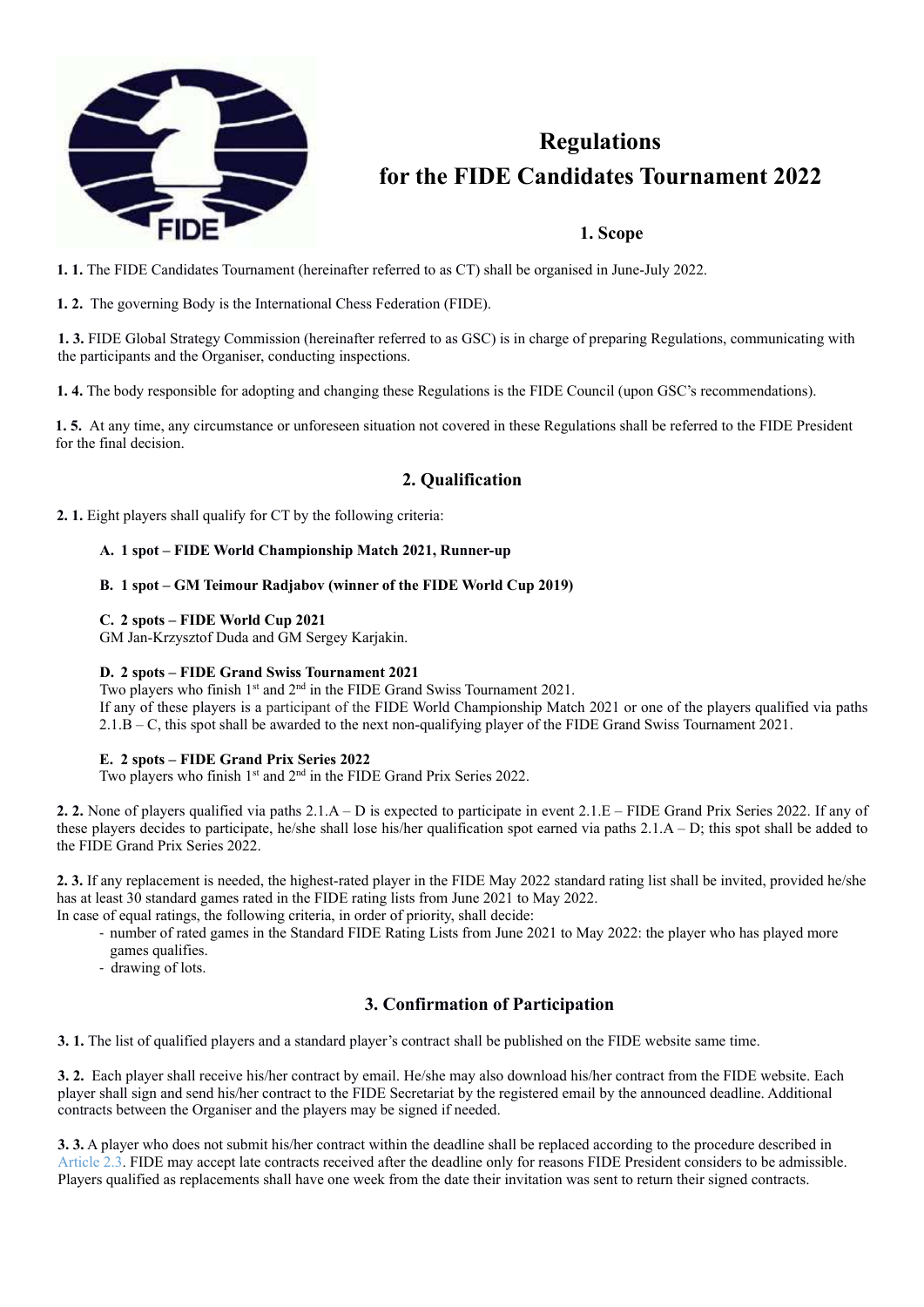// Regulations
# Regulations for the FIDE Candidates Tournament 2022

## 1. Scope

**1. 1.** The FIDE Candidates Tournament (hereinafter referred to as CT) shall be organised in June-July 2022.

**1. 2.** The governing Body is the International Chess Federation (FIDE).

**1. 3.** FIDE Global Strategy Commission (hereinafter referred to as GSC) is in charge of preparing Regulations, communicating with the participants and the Organiser, conducting inspections.

**1. 4.** The body responsible for adopting and changing these Regulations is the FIDE Council (upon GSC's recommendations).

**1. 5.** At any time, any circumstance or unforeseen situation not covered in these Regulations shall be referred to the FIDE President for the final decision.

## 2. Qualification

**2. 1.** Eight players shall qualify for CT by the following criteria:

**A. 1 spot – FIDE World Championship Match 2021, Runner-up**

**B. 1 spot – GM Teimour Radjabov (winner of the FIDE World Cup 2019)**

**C. 2 spots – FIDE World Cup 2021**
GM Jan-Krzysztof Duda and GM Sergey Karjakin.

**D. 2 spots – FIDE Grand Swiss Tournament 2021**
Two players who finish 1st and 2nd in the FIDE Grand Swiss Tournament 2021.
If any of these players is a participant of the FIDE World Championship Match 2021 or one of the players qualified via paths 2.1.B – C, this spot shall be awarded to the next non-qualifying player of the FIDE Grand Swiss Tournament 2021.

**E. 2 spots – FIDE Grand Prix Series 2022**
Two players who finish 1st and 2nd in the FIDE Grand Prix Series 2022.

**2. 2.** None of players qualified via paths 2.1.A – D is expected to participate in event 2.1.E – FIDE Grand Prix Series 2022. If any of these players decides to participate, he/she shall lose his/her qualification spot earned via paths 2.1.A – D; this spot shall be added to the FIDE Grand Prix Series 2022.

**2. 3.** If any replacement is needed, the highest-rated player in the FIDE May 2022 standard rating list shall be invited, provided he/she has at least 30 standard games rated in the FIDE rating lists from June 2021 to May 2022.
In case of equal ratings, the following criteria, in order of priority, shall decide:

- number of rated games in the Standard FIDE Rating Lists from June 2021 to May 2022: the player who has played more games qualifies.
- drawing of lots.

## 3. Confirmation of Participation

**3. 1.** The list of qualified players and a standard player's contract shall be published on the FIDE website same time.

**3. 2.** Each player shall receive his/her contract by email. He/she may also download his/her contract from the FIDE website. Each player shall sign and send his/her contract to the FIDE Secretariat by the registered email by the announced deadline. Additional contracts between the Organiser and the players may be signed if needed.

**3. 3.** A player who does not submit his/her contract within the deadline shall be replaced according to the procedure described in Article 2.3. FIDE may accept late contracts received after the deadline only for reasons FIDE President considers to be admissible. Players qualified as replacements shall have one week from the date their invitation was sent to return their signed contracts.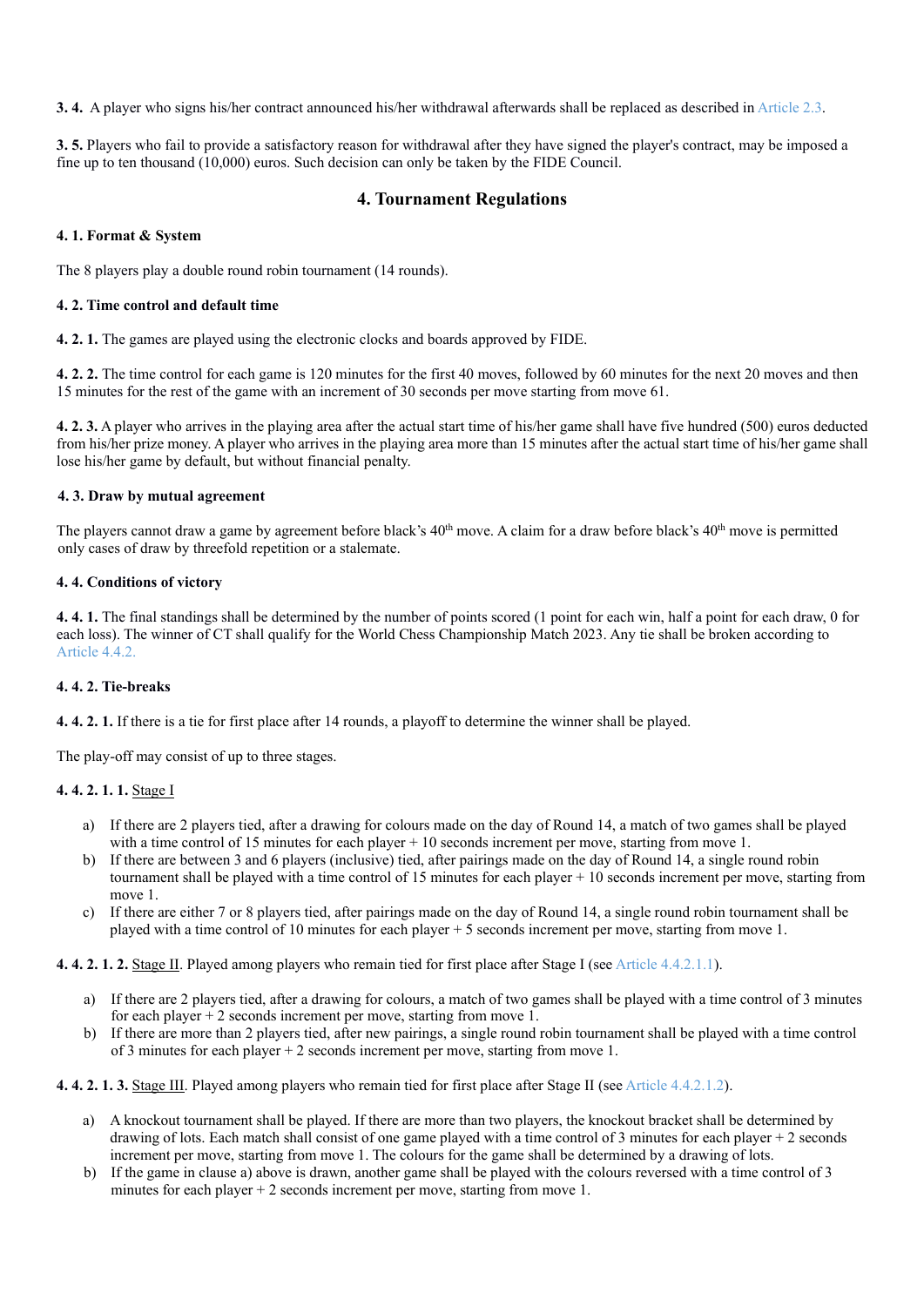**3. 4.** A player who signs his/her contract announced his/her withdrawal afterwards shall be replaced as described in Article 2.3.

**3. 5.** Players who fail to provide a satisfactory reason for withdrawal after they have signed the player's contract, may be imposed a fine up to ten thousand (10,000) euros. Such decision can only be taken by the FIDE Council.

## 4. Tournament Regulations

**4. 1. Format & System**

The 8 players play a double round robin tournament (14 rounds).

**4. 2. Time control and default time**

**4. 2. 1.** The games are played using the electronic clocks and boards approved by FIDE.

**4. 2. 2.** The time control for each game is 120 minutes for the first 40 moves, followed by 60 minutes for the next 20 moves and then 15 minutes for the rest of the game with an increment of 30 seconds per move starting from move 61.

**4. 2. 3.** A player who arrives in the playing area after the actual start time of his/her game shall have five hundred (500) euros deducted from his/her prize money. A player who arrives in the playing area more than 15 minutes after the actual start time of his/her game shall lose his/her game by default, but without financial penalty.

**4. 3. Draw by mutual agreement**

The players cannot draw a game by agreement before black's 40th move. A claim for a draw before black's 40th move is permitted only cases of draw by threefold repetition or a stalemate.

**4. 4. Conditions of victory**

**4. 4. 1.** The final standings shall be determined by the number of points scored (1 point for each win, half a point for each draw, 0 for each loss). The winner of CT shall qualify for the World Chess Championship Match 2023. Any tie shall be broken according to Article 4.4.2.

**4. 4. 2. Tie-breaks**

**4. 4. 2. 1.** If there is a tie for first place after 14 rounds, a playoff to determine the winner shall be played.

The play-off may consist of up to three stages.

**4. 4. 2. 1. 1.** Stage I

a) If there are 2 players tied, after a drawing for colours made on the day of Round 14, a match of two games shall be played with a time control of 15 minutes for each player + 10 seconds increment per move, starting from move 1.

b) If there are between 3 and 6 players (inclusive) tied, after pairings made on the day of Round 14, a single round robin tournament shall be played with a time control of 15 minutes for each player + 10 seconds increment per move, starting from move 1.

c) If there are either 7 or 8 players tied, after pairings made on the day of Round 14, a single round robin tournament shall be played with a time control of 10 minutes for each player + 5 seconds increment per move, starting from move 1.

**4. 4. 2. 1. 2.** Stage II. Played among players who remain tied for first place after Stage I (see Article 4.4.2.1.1).

a) If there are 2 players tied, after a drawing for colours, a match of two games shall be played with a time control of 3 minutes for each player + 2 seconds increment per move, starting from move 1.

b) If there are more than 2 players tied, after new pairings, a single round robin tournament shall be played with a time control of 3 minutes for each player + 2 seconds increment per move, starting from move 1.

**4. 4. 2. 1. 3.** Stage III. Played among players who remain tied for first place after Stage II (see Article 4.4.2.1.2).

a) A knockout tournament shall be played. If there are more than two players, the knockout bracket shall be determined by drawing of lots. Each match shall consist of one game played with a time control of 3 minutes for each player + 2 seconds increment per move, starting from move 1. The colours for the game shall be determined by a drawing of lots.

b) If the game in clause a) above is drawn, another game shall be played with the colours reversed with a time control of 3 minutes for each player + 2 seconds increment per move, starting from move 1.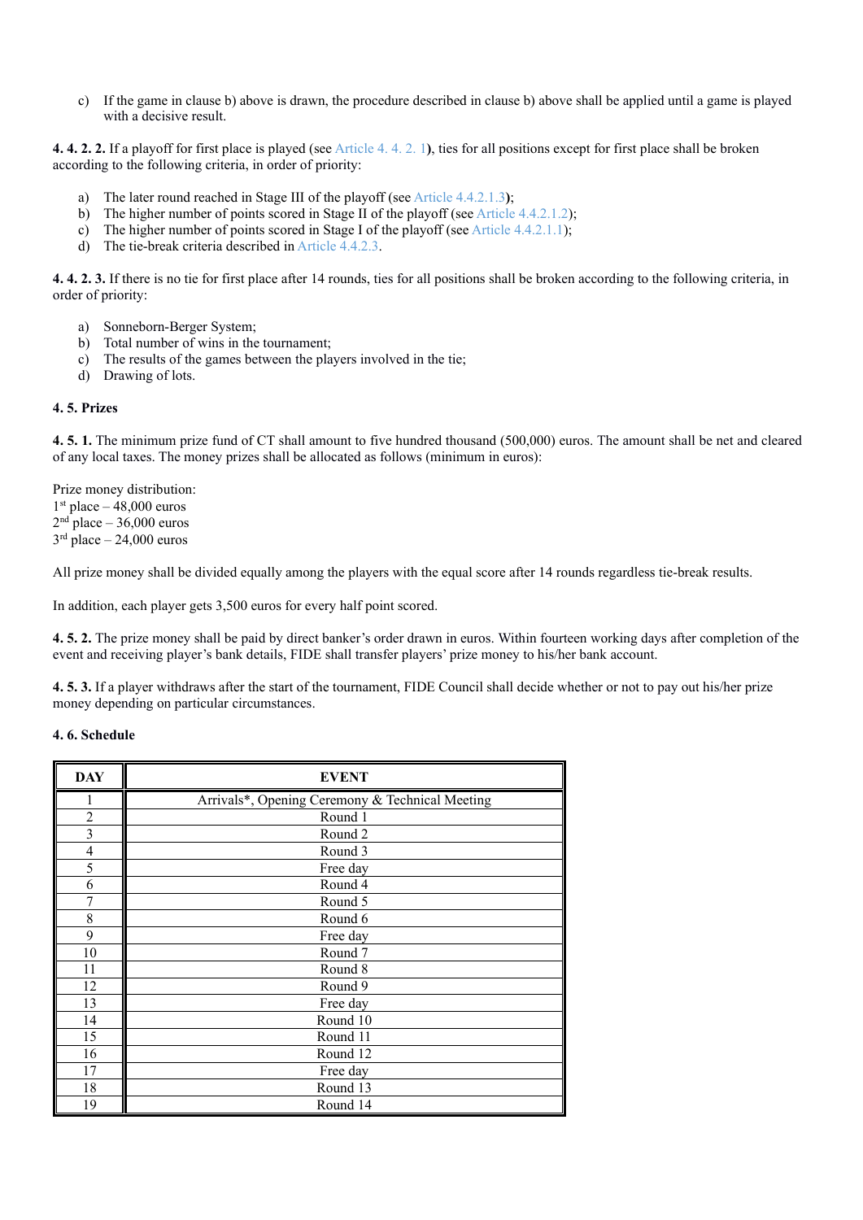c) If the game in clause b) above is drawn, the procedure described in clause b) above shall be applied until a game is played with a decisive result.

**4. 4. 2. 2.** If a playoff for first place is played (see Article 4. 4. 2. 1**)**, ties for all positions except for first place shall be broken according to the following criteria, in order of priority:

a) The later round reached in Stage III of the playoff (see Article 4.4.2.1.3**)**;
b) The higher number of points scored in Stage II of the playoff (see Article 4.4.2.1.2);
c) The higher number of points scored in Stage I of the playoff (see Article 4.4.2.1.1);
d) The tie-break criteria described in Article 4.4.2.3.

**4. 4. 2. 3.** If there is no tie for first place after 14 rounds, ties for all positions shall be broken according to the following criteria, in order of priority:

a) Sonneborn-Berger System;
b) Total number of wins in the tournament;
c) The results of the games between the players involved in the tie;
d) Drawing of lots.

**4. 5. Prizes**

**4. 5. 1.** The minimum prize fund of CT shall amount to five hundred thousand (500,000) euros. The amount shall be net and cleared of any local taxes. The money prizes shall be allocated as follows (minimum in euros):

Prize money distribution:
1st place – 48,000 euros
2nd place – 36,000 euros
3rd place – 24,000 euros

All prize money shall be divided equally among the players with the equal score after 14 rounds regardless tie-break results.

In addition, each player gets 3,500 euros for every half point scored.

**4. 5. 2.** The prize money shall be paid by direct banker's order drawn in euros. Within fourteen working days after completion of the event and receiving player's bank details, FIDE shall transfer players' prize money to his/her bank account.

**4. 5. 3.** If a player withdraws after the start of the tournament, FIDE Council shall decide whether or not to pay out his/her prize money depending on particular circumstances.

**4. 6. Schedule**

| DAY | EVENT |
|---|---|
| 1 | Arrivals*, Opening Ceremony & Technical Meeting |
| 2 | Round 1 |
| 3 | Round 2 |
| 4 | Round 3 |
| 5 | Free day |
| 6 | Round 4 |
| 7 | Round 5 |
| 8 | Round 6 |
| 9 | Free day |
| 10 | Round 7 |
| 11 | Round 8 |
| 12 | Round 9 |
| 13 | Free day |
| 14 | Round 10 |
| 15 | Round 11 |
| 16 | Round 12 |
| 17 | Free day |
| 18 | Round 13 |
| 19 | Round 14 |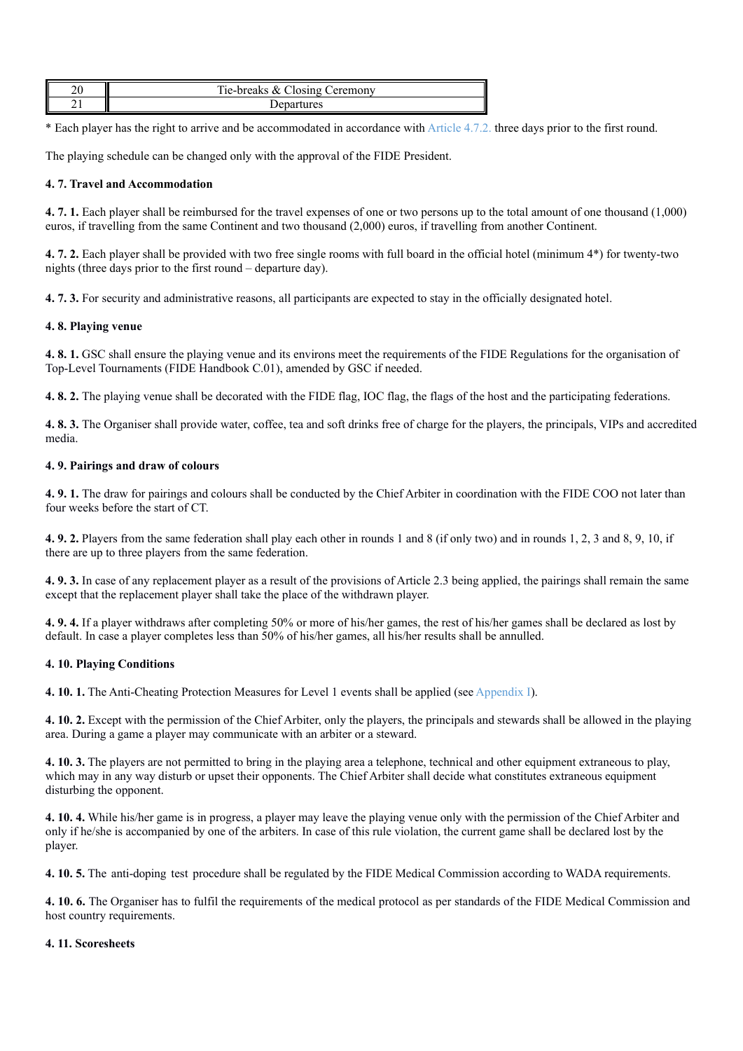| 20 | Tie-breaks & Closing Ceremony |
|---|---|
| 21 | Departures |

* Each player has the right to arrive and be accommodated in accordance with Article 4.7.2. three days prior to the first round.

The playing schedule can be changed only with the approval of the FIDE President.

**4. 7. Travel and Accommodation**

**4. 7. 1.** Each player shall be reimbursed for the travel expenses of one or two persons up to the total amount of one thousand (1,000) euros, if travelling from the same Continent and two thousand (2,000) euros, if travelling from another Continent.

**4. 7. 2.** Each player shall be provided with two free single rooms with full board in the official hotel (minimum 4*) for twenty-two nights (three days prior to the first round – departure day).

**4. 7. 3.** For security and administrative reasons, all participants are expected to stay in the officially designated hotel.

**4. 8. Playing venue**

**4. 8. 1.** GSC shall ensure the playing venue and its environs meet the requirements of the FIDE Regulations for the organisation of Top-Level Tournaments (FIDE Handbook C.01), amended by GSC if needed.

**4. 8. 2.** The playing venue shall be decorated with the FIDE flag, IOC flag, the flags of the host and the participating federations.

**4. 8. 3.** The Organiser shall provide water, coffee, tea and soft drinks free of charge for the players, the principals, VIPs and accredited media.

**4. 9. Pairings and draw of colours**

**4. 9. 1.** The draw for pairings and colours shall be conducted by the Chief Arbiter in coordination with the FIDE COO not later than four weeks before the start of CT.

**4. 9. 2.** Players from the same federation shall play each other in rounds 1 and 8 (if only two) and in rounds 1, 2, 3 and 8, 9, 10, if there are up to three players from the same federation.

**4. 9. 3.** In case of any replacement player as a result of the provisions of Article 2.3 being applied, the pairings shall remain the same except that the replacement player shall take the place of the withdrawn player.

**4. 9. 4.** If a player withdraws after completing 50% or more of his/her games, the rest of his/her games shall be declared as lost by default. In case a player completes less than 50% of his/her games, all his/her results shall be annulled.

**4. 10. Playing Conditions**

**4. 10. 1.** The Anti-Cheating Protection Measures for Level 1 events shall be applied (see Appendix I).

**4. 10. 2.** Except with the permission of the Chief Arbiter, only the players, the principals and stewards shall be allowed in the playing area. During a game a player may communicate with an arbiter or a steward.

**4. 10. 3.** The players are not permitted to bring in the playing area a telephone, technical and other equipment extraneous to play, which may in any way disturb or upset their opponents. The Chief Arbiter shall decide what constitutes extraneous equipment disturbing the opponent.

**4. 10. 4.** While his/her game is in progress, a player may leave the playing venue only with the permission of the Chief Arbiter and only if he/she is accompanied by one of the arbiters. In case of this rule violation, the current game shall be declared lost by the player.

**4. 10. 5.** The anti-doping test procedure shall be regulated by the FIDE Medical Commission according to WADA requirements.

**4. 10. 6.** The Organiser has to fulfil the requirements of the medical protocol as per standards of the FIDE Medical Commission and host country requirements.

**4. 11. Scoresheets**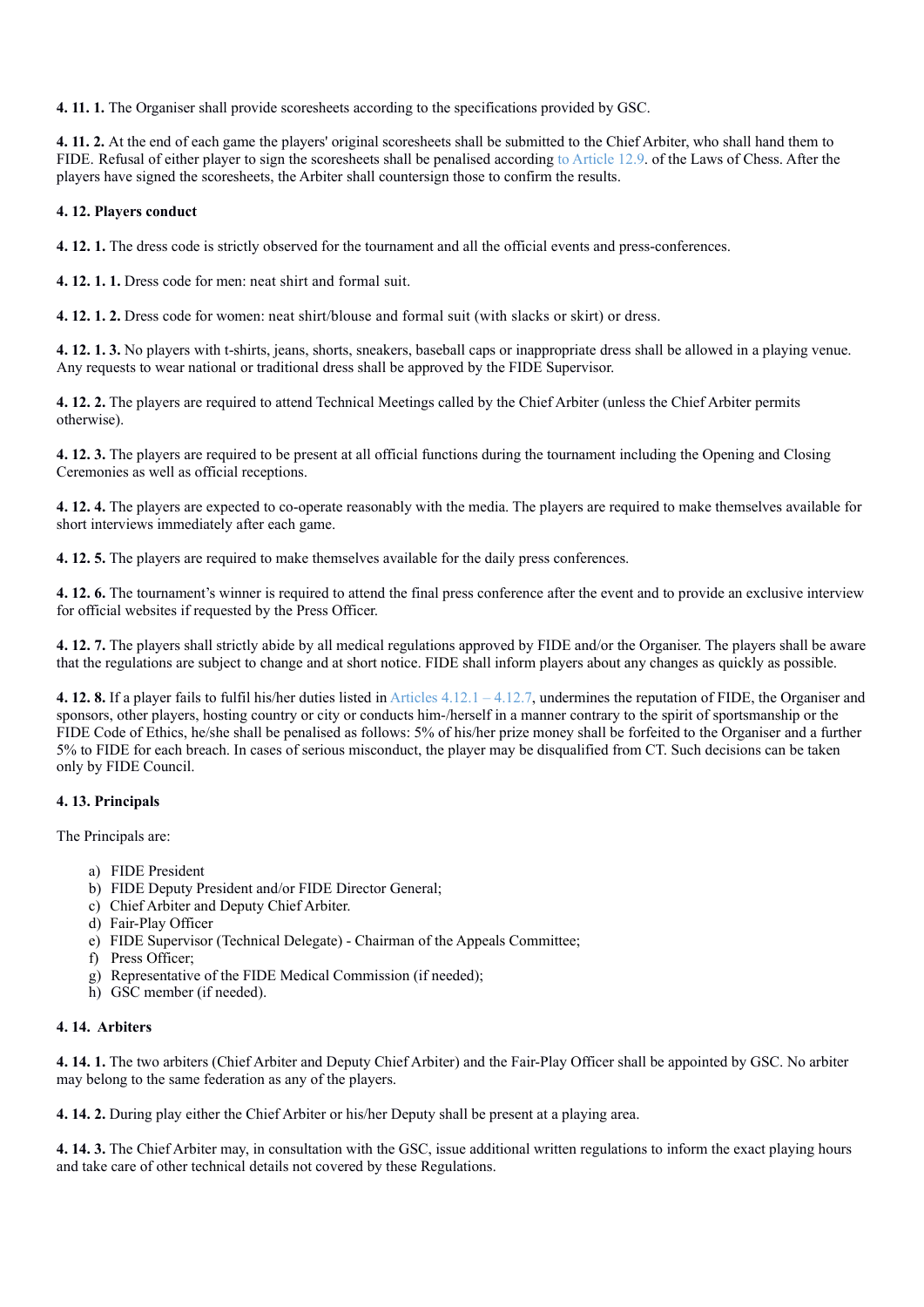**4. 11. 1.** The Organiser shall provide scoresheets according to the specifications provided by GSC.

**4. 11. 2.** At the end of each game the players' original scoresheets shall be submitted to the Chief Arbiter, who shall hand them to FIDE. Refusal of either player to sign the scoresheets shall be penalised according to Article 12.9. of the Laws of Chess. After the players have signed the scoresheets, the Arbiter shall countersign those to confirm the results.

### 4. 12. Players conduct

**4. 12. 1.** The dress code is strictly observed for the tournament and all the official events and press-conferences.

**4. 12. 1. 1.** Dress code for men: neat shirt and formal suit.

**4. 12. 1. 2.** Dress code for women: neat shirt/blouse and formal suit (with slacks or skirt) or dress.

**4. 12. 1. 3.** No players with t-shirts, jeans, shorts, sneakers, baseball caps or inappropriate dress shall be allowed in a playing venue. Any requests to wear national or traditional dress shall be approved by the FIDE Supervisor.

**4. 12. 2.** The players are required to attend Technical Meetings called by the Chief Arbiter (unless the Chief Arbiter permits otherwise).

**4. 12. 3.** The players are required to be present at all official functions during the tournament including the Opening and Closing Ceremonies as well as official receptions.

**4. 12. 4.** The players are expected to co-operate reasonably with the media. The players are required to make themselves available for short interviews immediately after each game.

**4. 12. 5.** The players are required to make themselves available for the daily press conferences.

**4. 12. 6.** The tournament's winner is required to attend the final press conference after the event and to provide an exclusive interview for official websites if requested by the Press Officer.

**4. 12. 7.** The players shall strictly abide by all medical regulations approved by FIDE and/or the Organiser. The players shall be aware that the regulations are subject to change and at short notice. FIDE shall inform players about any changes as quickly as possible.

**4. 12. 8.** If a player fails to fulfil his/her duties listed in Articles 4.12.1 – 4.12.7, undermines the reputation of FIDE, the Organiser and sponsors, other players, hosting country or city or conducts him-/herself in a manner contrary to the spirit of sportsmanship or the FIDE Code of Ethics, he/she shall be penalised as follows: 5% of his/her prize money shall be forfeited to the Organiser and a further 5% to FIDE for each breach. In cases of serious misconduct, the player may be disqualified from CT. Such decisions can be taken only by FIDE Council.

### 4. 13. Principals

The Principals are:

a) FIDE President
b) FIDE Deputy President and/or FIDE Director General;
c) Chief Arbiter and Deputy Chief Arbiter.
d) Fair-Play Officer
e) FIDE Supervisor (Technical Delegate) - Chairman of the Appeals Committee;
f) Press Officer;
g) Representative of the FIDE Medical Commission (if needed);
h) GSC member (if needed).

### 4. 14. Arbiters

**4. 14. 1.** The two arbiters (Chief Arbiter and Deputy Chief Arbiter) and the Fair-Play Officer shall be appointed by GSC. No arbiter may belong to the same federation as any of the players.

**4. 14. 2.** During play either the Chief Arbiter or his/her Deputy shall be present at a playing area.

**4. 14. 3.** The Chief Arbiter may, in consultation with the GSC, issue additional written regulations to inform the exact playing hours and take care of other technical details not covered by these Regulations.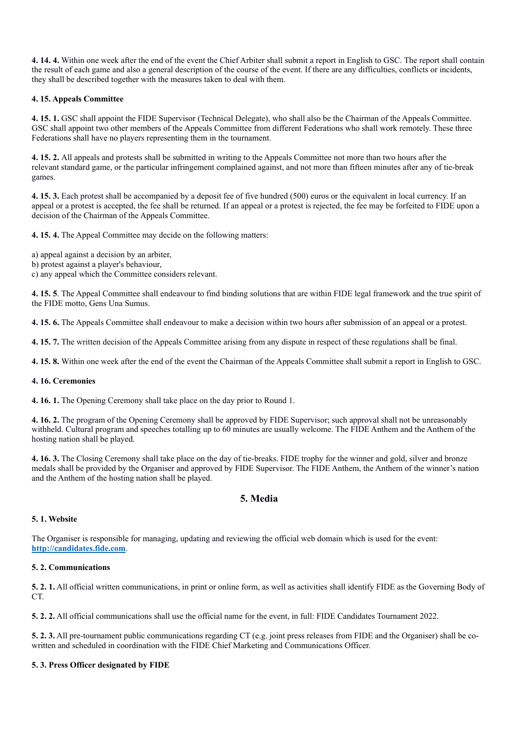**4. 14. 4.** Within one week after the end of the event the Chief Arbiter shall submit a report in English to GSC. The report shall contain the result of each game and also a general description of the course of the event. If there are any difficulties, conflicts or incidents, they shall be described together with the measures taken to deal with them.

#### 4. 15. Appeals Committee

**4. 15. 1.** GSC shall appoint the FIDE Supervisor (Technical Delegate), who shall also be the Chairman of the Appeals Committee. GSC shall appoint two other members of the Appeals Committee from different Federations who shall work remotely. These three Federations shall have no players representing them in the tournament.

**4. 15. 2.** All appeals and protests shall be submitted in writing to the Appeals Committee not more than two hours after the relevant standard game, or the particular infringement complained against, and not more than fifteen minutes after any of tie-break games.

**4. 15. 3.** Each protest shall be accompanied by a deposit fee of five hundred (500) euros or the equivalent in local currency. If an appeal or a protest is accepted, the fee shall be returned. If an appeal or a protest is rejected, the fee may be forfeited to FIDE upon a decision of the Chairman of the Appeals Committee.

**4. 15. 4.** The Appeal Committee may decide on the following matters:

a) appeal against a decision by an arbiter,
b) protest against a player's behaviour,
c) any appeal which the Committee considers relevant.

**4. 15. 5**. The Appeal Committee shall endeavour to find binding solutions that are within FIDE legal framework and the true spirit of the FIDE motto, Gens Una Sumus.

**4. 15. 6.** The Appeals Committee shall endeavour to make a decision within two hours after submission of an appeal or a protest.

**4. 15. 7.** The written decision of the Appeals Committee arising from any dispute in respect of these regulations shall be final.

**4. 15. 8.** Within one week after the end of the event the Chairman of the Appeals Committee shall submit a report in English to GSC.

#### 4. 16. Ceremonies

**4. 16. 1.** The Opening Ceremony shall take place on the day prior to Round 1.

**4. 16. 2.** The program of the Opening Ceremony shall be approved by FIDE Supervisor; such approval shall not be unreasonably withheld. Cultural program and speeches totalling up to 60 minutes are usually welcome. The FIDE Anthem and the Anthem of the hosting nation shall be played.

**4. 16. 3.** The Closing Ceremony shall take place on the day of tie-breaks. FIDE trophy for the winner and gold, silver and bronze medals shall be provided by the Organiser and approved by FIDE Supervisor. The FIDE Anthem, the Anthem of the winner's nation and the Anthem of the hosting nation shall be played.

## 5. Media

#### 5. 1. Website

The Organiser is responsible for managing, updating and reviewing the official web domain which is used for the event: **http://candidates.fide.com**.

#### 5. 2. Communications

**5. 2. 1.** All official written communications, in print or online form, as well as activities shall identify FIDE as the Governing Body of CT.

**5. 2. 2.** All official communications shall use the official name for the event, in full: FIDE Candidates Tournament 2022.

**5. 2. 3.** All pre-tournament public communications regarding CT (e.g. joint press releases from FIDE and the Organiser) shall be co-written and scheduled in coordination with the FIDE Chief Marketing and Communications Officer.

#### 5. 3. Press Officer designated by FIDE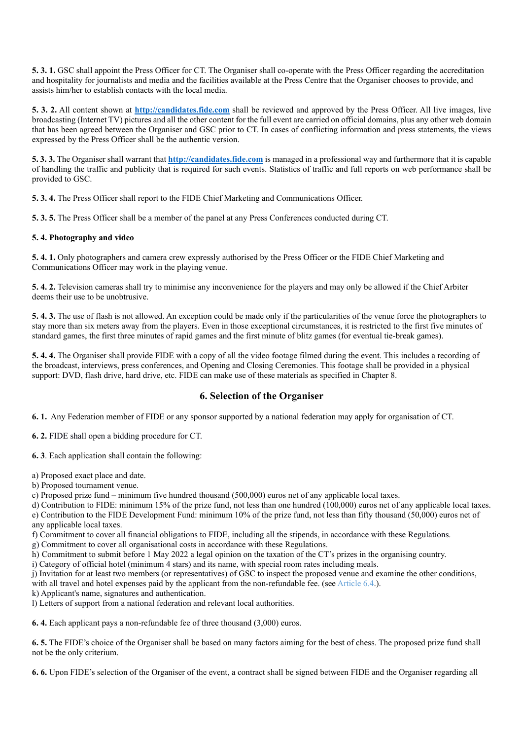**5. 3. 1.** GSC shall appoint the Press Officer for CT. The Organiser shall co-operate with the Press Officer regarding the accreditation and hospitality for journalists and media and the facilities available at the Press Centre that the Organiser chooses to provide, and assists him/her to establish contacts with the local media.

**5. 3. 2.** All content shown at **http://candidates.fide.com** shall be reviewed and approved by the Press Officer. All live images, live broadcasting (Internet TV) pictures and all the other content for the full event are carried on official domains, plus any other web domain that has been agreed between the Organiser and GSC prior to CT. In cases of conflicting information and press statements, the views expressed by the Press Officer shall be the authentic version.

**5. 3. 3.** The Organiser shall warrant that **http://candidates.fide.com** is managed in a professional way and furthermore that it is capable of handling the traffic and publicity that is required for such events. Statistics of traffic and full reports on web performance shall be provided to GSC.

**5. 3. 4.** The Press Officer shall report to the FIDE Chief Marketing and Communications Officer.

**5. 3. 5.** The Press Officer shall be a member of the panel at any Press Conferences conducted during CT.

**5. 4. Photography and video**

**5. 4. 1.** Only photographers and camera crew expressly authorised by the Press Officer or the FIDE Chief Marketing and Communications Officer may work in the playing venue.

**5. 4. 2.** Television cameras shall try to minimise any inconvenience for the players and may only be allowed if the Chief Arbiter deems their use to be unobtrusive.

**5. 4. 3.** The use of flash is not allowed. An exception could be made only if the particularities of the venue force the photographers to stay more than six meters away from the players. Even in those exceptional circumstances, it is restricted to the first five minutes of standard games, the first three minutes of rapid games and the first minute of blitz games (for eventual tie-break games).

**5. 4. 4.** The Organiser shall provide FIDE with a copy of all the video footage filmed during the event. This includes a recording of the broadcast, interviews, press conferences, and Opening and Closing Ceremonies. This footage shall be provided in a physical support: DVD, flash drive, hard drive, etc. FIDE can make use of these materials as specified in Chapter 8.

## 6. Selection of the Organiser

**6. 1.** Any Federation member of FIDE or any sponsor supported by a national federation may apply for organisation of CT.

**6. 2.** FIDE shall open a bidding procedure for CT.

**6. 3**. Each application shall contain the following:

a) Proposed exact place and date.
b) Proposed tournament venue.
c) Proposed prize fund – minimum five hundred thousand (500,000) euros net of any applicable local taxes.
d) Contribution to FIDE: minimum 15% of the prize fund, not less than one hundred (100,000) euros net of any applicable local taxes.
e) Contribution to the FIDE Development Fund: minimum 10% of the prize fund, not less than fifty thousand (50,000) euros net of any applicable local taxes.
f) Commitment to cover all financial obligations to FIDE, including all the stipends, in accordance with these Regulations.
g) Commitment to cover all organisational costs in accordance with these Regulations.
h) Commitment to submit before 1 May 2022 a legal opinion on the taxation of the CT's prizes in the organising country.
i) Category of official hotel (minimum 4 stars) and its name, with special room rates including meals.
j) Invitation for at least two members (or representatives) of GSC to inspect the proposed venue and examine the other conditions, with all travel and hotel expenses paid by the applicant from the non-refundable fee. (see Article 6.4.).
k) Applicant's name, signatures and authentication.
l) Letters of support from a national federation and relevant local authorities.

**6. 4.** Each applicant pays a non-refundable fee of three thousand (3,000) euros.

**6. 5.** The FIDE's choice of the Organiser shall be based on many factors aiming for the best of chess. The proposed prize fund shall not be the only criterium.

**6. 6.** Upon FIDE's selection of the Organiser of the event, a contract shall be signed between FIDE and the Organiser regarding all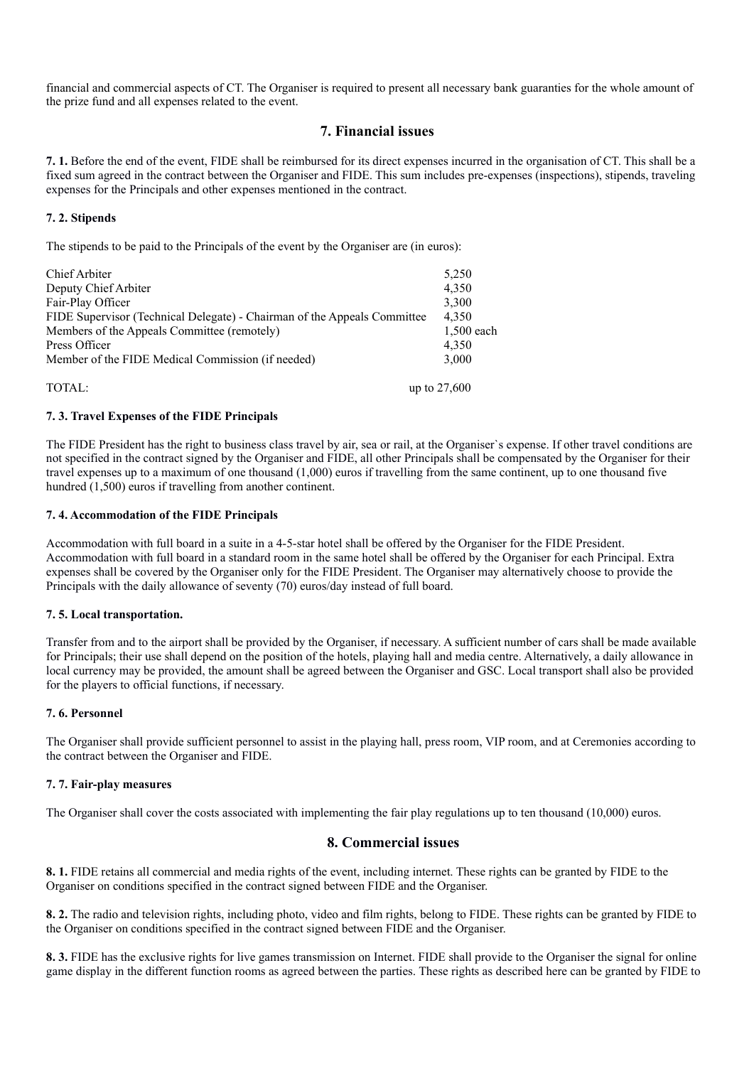financial and commercial aspects of CT. The Organiser is required to present all necessary bank guaranties for the whole amount of the prize fund and all expenses related to the event.

## 7. Financial issues

**7. 1.** Before the end of the event, FIDE shall be reimbursed for its direct expenses incurred in the organisation of CT. This shall be a fixed sum agreed in the contract between the Organiser and FIDE. This sum includes pre-expenses (inspections), stipends, traveling expenses for the Principals and other expenses mentioned in the contract.

**7. 2. Stipends**

The stipends to be paid to the Principals of the event by the Organiser are (in euros):

| | |
|---|---|
| Chief Arbiter | 5,250 |
| Deputy Chief Arbiter | 4,350 |
| Fair-Play Officer | 3,300 |
| FIDE Supervisor (Technical Delegate) - Chairman of the Appeals Committee | 4,350 |
| Members of the Appeals Committee (remotely) | 1,500 each |
| Press Officer | 4,350 |
| Member of the FIDE Medical Commission (if needed) | 3,000 |
| TOTAL: | up to 27,600 |

**7. 3. Travel Expenses of the FIDE Principals**

The FIDE President has the right to business class travel by air, sea or rail, at the Organiser`s expense. If other travel conditions are not specified in the contract signed by the Organiser and FIDE, all other Principals shall be compensated by the Organiser for their travel expenses up to a maximum of one thousand (1,000) euros if travelling from the same continent, up to one thousand five hundred (1,500) euros if travelling from another continent.

**7. 4. Accommodation of the FIDE Principals**

Accommodation with full board in a suite in a 4-5-star hotel shall be offered by the Organiser for the FIDE President. Accommodation with full board in a standard room in the same hotel shall be offered by the Organiser for each Principal. Extra expenses shall be covered by the Organiser only for the FIDE President. The Organiser may alternatively choose to provide the Principals with the daily allowance of seventy (70) euros/day instead of full board.

**7. 5. Local transportation.**

Transfer from and to the airport shall be provided by the Organiser, if necessary. A sufficient number of cars shall be made available for Principals; their use shall depend on the position of the hotels, playing hall and media centre. Alternatively, a daily allowance in local currency may be provided, the amount shall be agreed between the Organiser and GSC. Local transport shall also be provided for the players to official functions, if necessary.

**7. 6. Personnel**

The Organiser shall provide sufficient personnel to assist in the playing hall, press room, VIP room, and at Ceremonies according to the contract between the Organiser and FIDE.

**7. 7. Fair-play measures**

The Organiser shall cover the costs associated with implementing the fair play regulations up to ten thousand (10,000) euros.

## 8. Commercial issues

**8. 1.** FIDE retains all commercial and media rights of the event, including internet. These rights can be granted by FIDE to the Organiser on conditions specified in the contract signed between FIDE and the Organiser.

**8. 2.** The radio and television rights, including photo, video and film rights, belong to FIDE. These rights can be granted by FIDE to the Organiser on conditions specified in the contract signed between FIDE and the Organiser.

**8. 3.** FIDE has the exclusive rights for live games transmission on Internet. FIDE shall provide to the Organiser the signal for online game display in the different function rooms as agreed between the parties. These rights as described here can be granted by FIDE to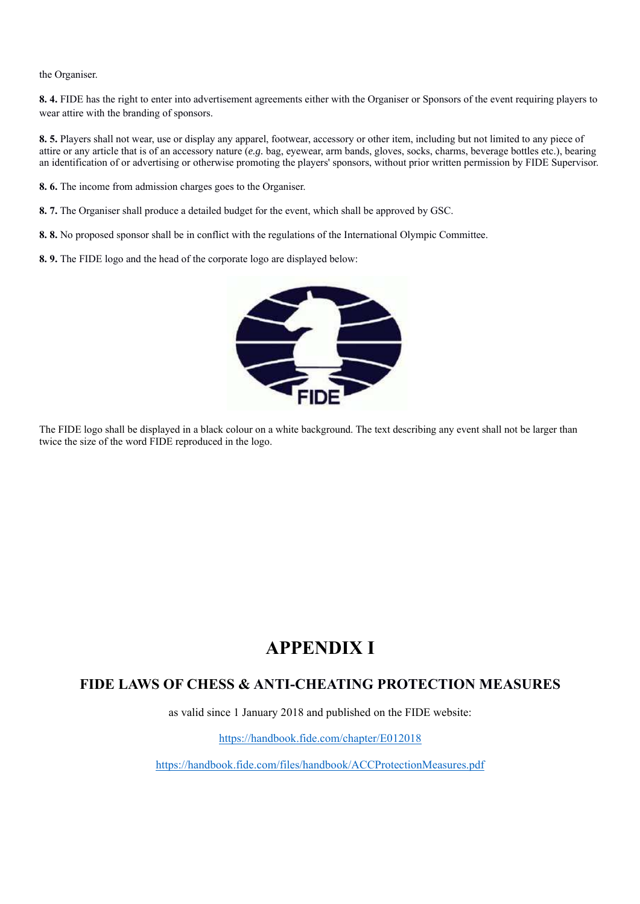the Organiser.

**8. 4.** FIDE has the right to enter into advertisement agreements either with the Organiser or Sponsors of the event requiring players to wear attire with the branding of sponsors.

**8. 5.** Players shall not wear, use or display any apparel, footwear, accessory or other item, including but not limited to any piece of attire or any article that is of an accessory nature (*e.g.* bag, eyewear, arm bands, gloves, socks, charms, beverage bottles etc.), bearing an identification of or advertising or otherwise promoting the players' sponsors, without prior written permission by FIDE Supervisor.

**8. 6.** The income from admission charges goes to the Organiser.

**8. 7.** The Organiser shall produce a detailed budget for the event, which shall be approved by GSC.

**8. 8.** No proposed sponsor shall be in conflict with the regulations of the International Olympic Committee.

**8. 9.** The FIDE logo and the head of the corporate logo are displayed below:

FIDE

The FIDE logo shall be displayed in a black colour on a white background. The text describing any event shall not be larger than twice the size of the word FIDE reproduced in the logo.

# APPENDIX I

## FIDE LAWS OF CHESS & ANTI-CHEATING PROTECTION MEASURES

as valid since 1 January 2018 and published on the FIDE website:

https://handbook.fide.com/chapter/E012018

https://handbook.fide.com/files/handbook/ACCProtectionMeasures.pdf